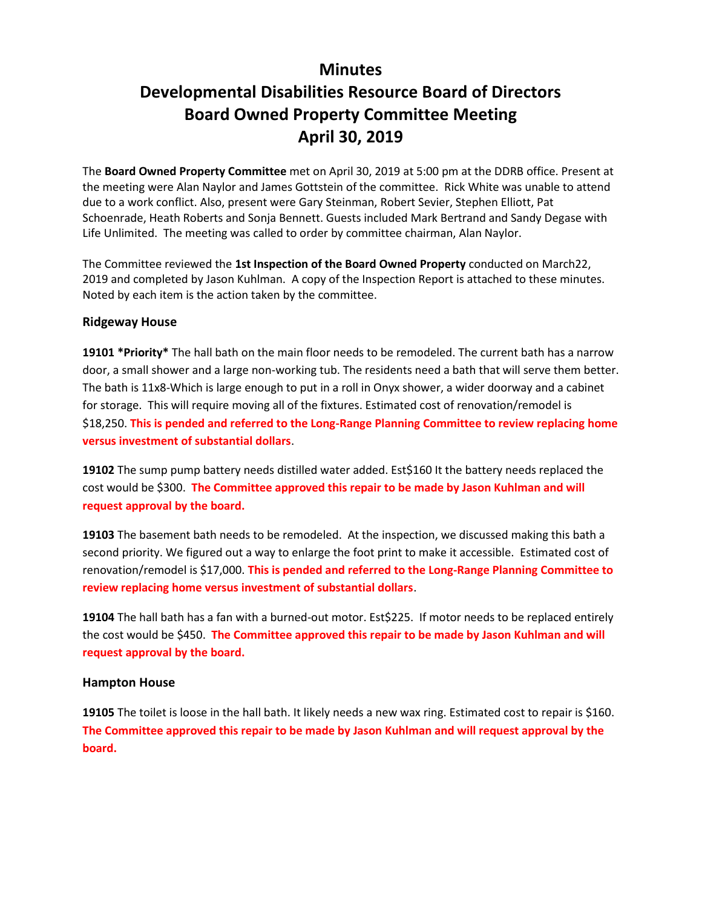# Minutes
# Developmental Disabilities Resource Board of Directors
# Board Owned Property Committee Meeting
# April 30, 2019

The **Board Owned Property Committee** met on April 30, 2019 at 5:00 pm at the DDRB office. Present at the meeting were Alan Naylor and James Gottstein of the committee. Rick White was unable to attend due to a work conflict. Also, present were Gary Steinman, Robert Sevier, Stephen Elliott, Pat Schoenrade, Heath Roberts and Sonja Bennett. Guests included Mark Bertrand and Sandy Degase with Life Unlimited. The meeting was called to order by committee chairman, Alan Naylor.

The Committee reviewed the **1st Inspection of the Board Owned Property** conducted on March22, 2019 and completed by Jason Kuhlman. A copy of the Inspection Report is attached to these minutes. Noted by each item is the action taken by the committee.

### Ridgeway House

**19101 *Priority*** The hall bath on the main floor needs to be remodeled. The current bath has a narrow door, a small shower and a large non-working tub. The residents need a bath that will serve them better. The bath is 11x8-Which is large enough to put in a roll in Onyx shower, a wider doorway and a cabinet for storage. This will require moving all of the fixtures. Estimated cost of renovation/remodel is $18,250. **This is pended and referred to the Long-Range Planning Committee to review replacing home versus investment of substantial dollars**.

**19102** The sump pump battery needs distilled water added. Est$160 It the battery needs replaced the cost would be $300. **The Committee approved this repair to be made by Jason Kuhlman and will request approval by the board.**

**19103** The basement bath needs to be remodeled. At the inspection, we discussed making this bath a second priority. We figured out a way to enlarge the foot print to make it accessible. Estimated cost of renovation/remodel is $17,000. **This is pended and referred to the Long-Range Planning Committee to review replacing home versus investment of substantial dollars**.

**19104** The hall bath has a fan with a burned-out motor. Est$225. If motor needs to be replaced entirely the cost would be $450. **The Committee approved this repair to be made by Jason Kuhlman and will request approval by the board.**

### Hampton House

**19105** The toilet is loose in the hall bath. It likely needs a new wax ring. Estimated cost to repair is $160. **The Committee approved this repair to be made by Jason Kuhlman and will request approval by the board.**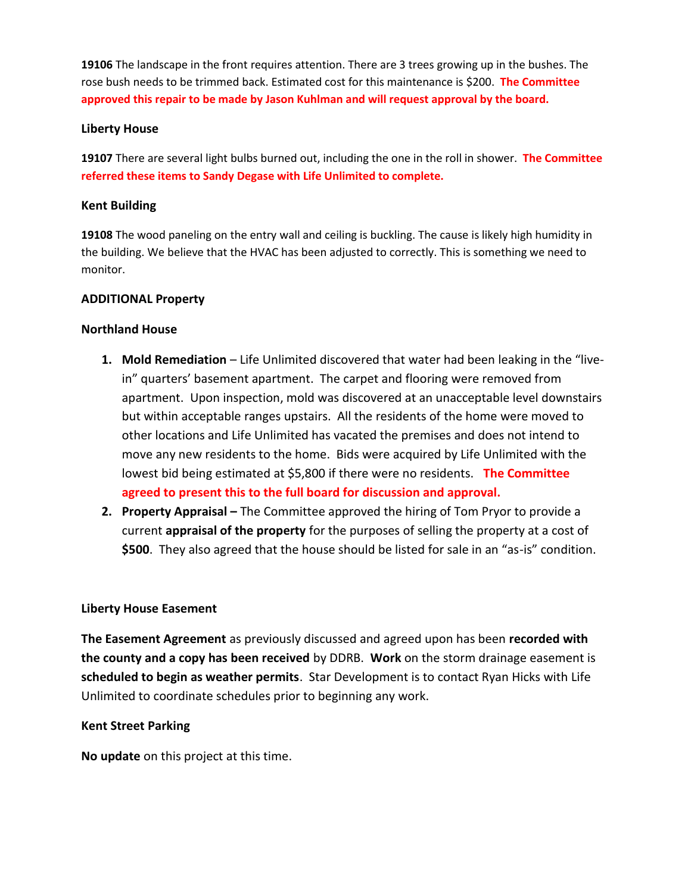**19106** The landscape in the front requires attention. There are 3 trees growing up in the bushes. The rose bush needs to be trimmed back. Estimated cost for this maintenance is $200. **The Committee approved this repair to be made by Jason Kuhlman and will request approval by the board.**

**Liberty House**

**19107** There are several light bulbs burned out, including the one in the roll in shower. **The Committee referred these items to Sandy Degase with Life Unlimited to complete.**

**Kent Building**

**19108** The wood paneling on the entry wall and ceiling is buckling. The cause is likely high humidity in the building. We believe that the HVAC has been adjusted to correctly. This is something we need to monitor.

**ADDITIONAL Property**

**Northland House**

1. **Mold Remediation** – Life Unlimited discovered that water had been leaking in the "live-in" quarters' basement apartment. The carpet and flooring were removed from apartment. Upon inspection, mold was discovered at an unacceptable level downstairs but within acceptable ranges upstairs. All the residents of the home were moved to other locations and Life Unlimited has vacated the premises and does not intend to move any new residents to the home. Bids were acquired by Life Unlimited with the lowest bid being estimated at $5,800 if there were no residents. **The Committee agreed to present this to the full board for discussion and approval.**
2. **Property Appraisal –** The Committee approved the hiring of Tom Pryor to provide a current **appraisal of the property** for the purposes of selling the property at a cost of **$500**. They also agreed that the house should be listed for sale in an "as-is" condition.

**Liberty House Easement**

**The Easement Agreement** as previously discussed and agreed upon has been **recorded with the county and a copy has been received** by DDRB. **Work** on the storm drainage easement is **scheduled to begin as weather permits**. Star Development is to contact Ryan Hicks with Life Unlimited to coordinate schedules prior to beginning any work.

**Kent Street Parking**

**No update** on this project at this time.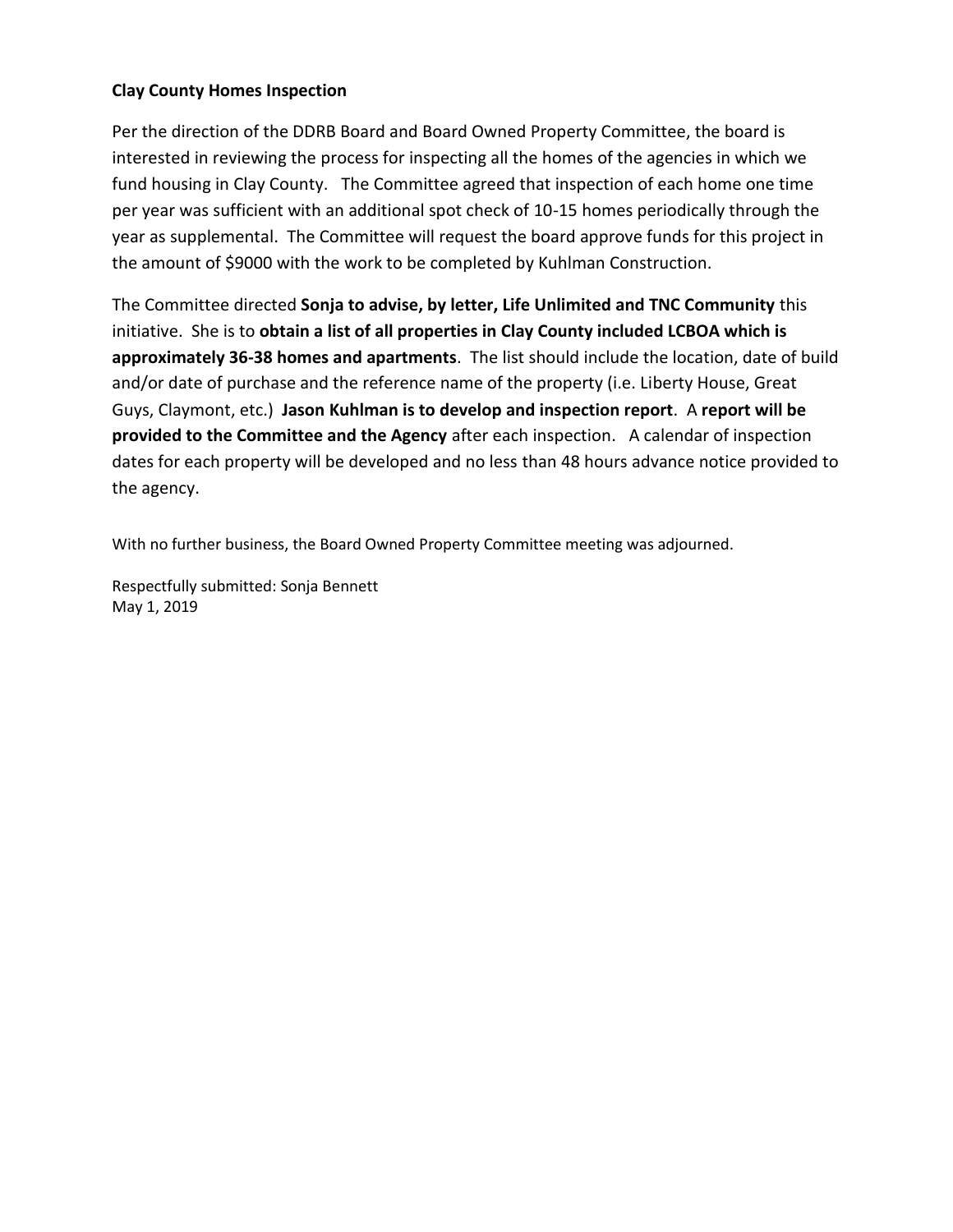**Clay County Homes Inspection**

Per the direction of the DDRB Board and Board Owned Property Committee, the board is interested in reviewing the process for inspecting all the homes of the agencies in which we fund housing in Clay County. The Committee agreed that inspection of each home one time per year was sufficient with an additional spot check of 10-15 homes periodically through the year as supplemental. The Committee will request the board approve funds for this project in the amount of $9000 with the work to be completed by Kuhlman Construction.

The Committee directed **Sonja to advise, by letter, Life Unlimited and TNC Community** this initiative. She is to **obtain a list of all properties in Clay County included LCBOA which is approximately 36-38 homes and apartments**. The list should include the location, date of build and/or date of purchase and the reference name of the property (i.e. Liberty House, Great Guys, Claymont, etc.) **Jason Kuhlman is to develop and inspection report**. A **report will be provided to the Committee and the Agency** after each inspection. A calendar of inspection dates for each property will be developed and no less than 48 hours advance notice provided to the agency.

With no further business, the Board Owned Property Committee meeting was adjourned.

Respectfully submitted: Sonja Bennett
May 1, 2019